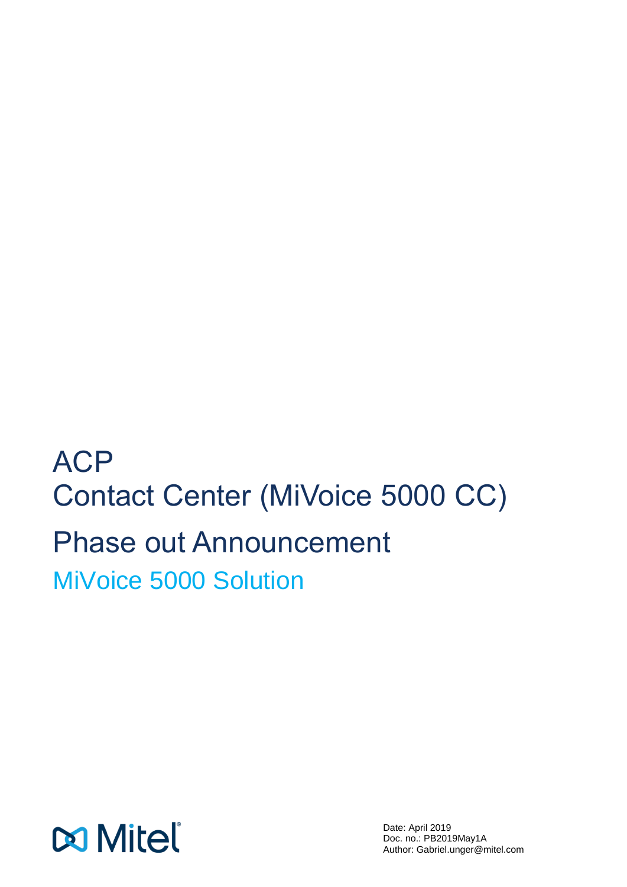# ACP
# Contact Center (MiVoice 5000 CC)

## Phase out Announcement

### MiVoice 5000 Solution

Mitel

Date: April 2019
Doc. no.: PB2019May1A
Author: Gabriel.unger@mitel.com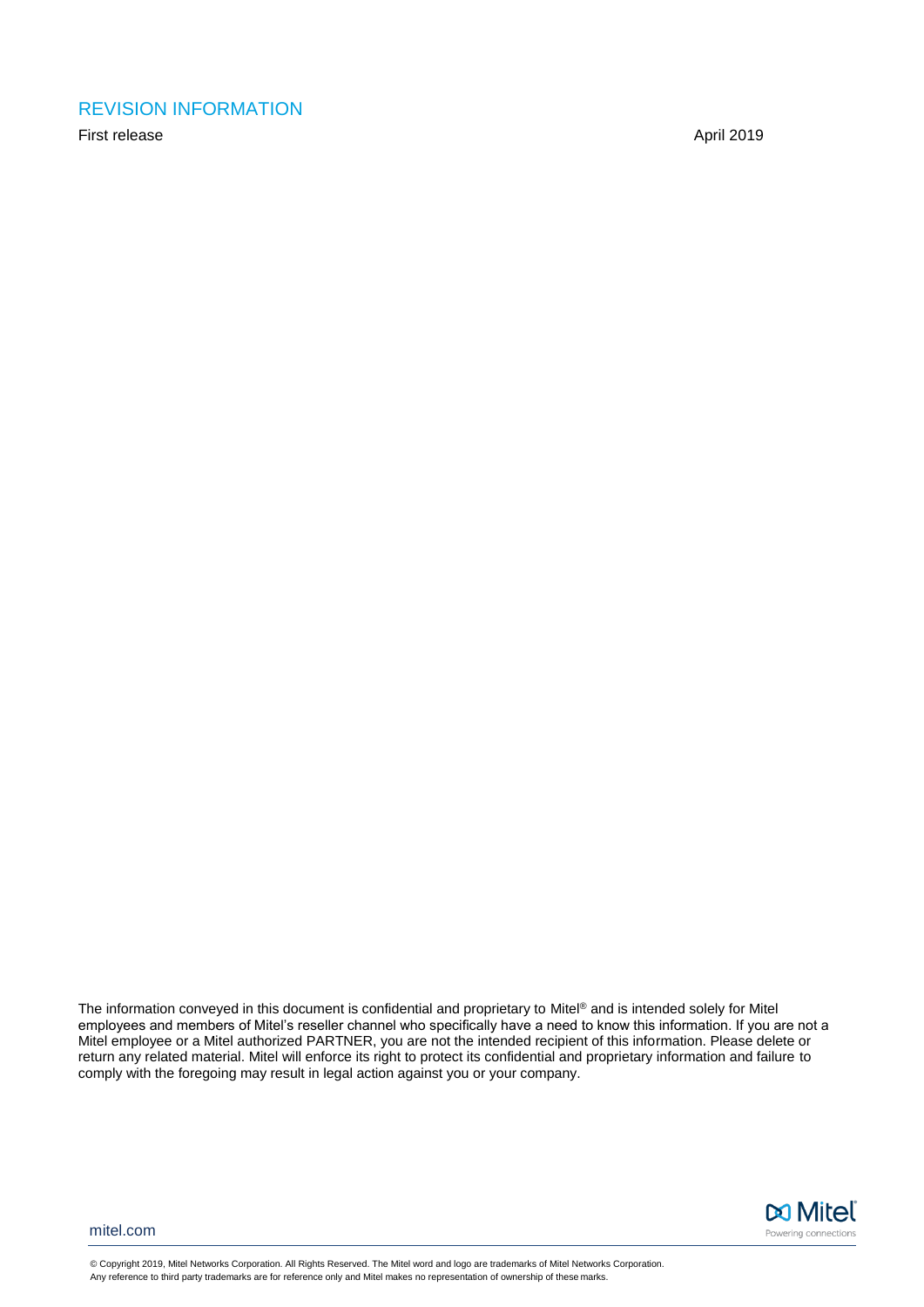## REVISION INFORMATION

| First release | April 2019 |
| --- | --- |

The information conveyed in this document is confidential and proprietary to Mitel® and is intended solely for Mitel employees and members of Mitel's reseller channel who specifically have a need to know this information. If you are not a Mitel employee or a Mitel authorized PARTNER, you are not the intended recipient of this information. Please delete or return any related material. Mitel will enforce its right to protect its confidential and proprietary information and failure to comply with the foregoing may result in legal action against you or your company.

mitel.com

© Copyright 2019, Mitel Networks Corporation. All Rights Reserved. The Mitel word and logo are trademarks of Mitel Networks Corporation. Any reference to third party trademarks are for reference only and Mitel makes no representation of ownership of these marks.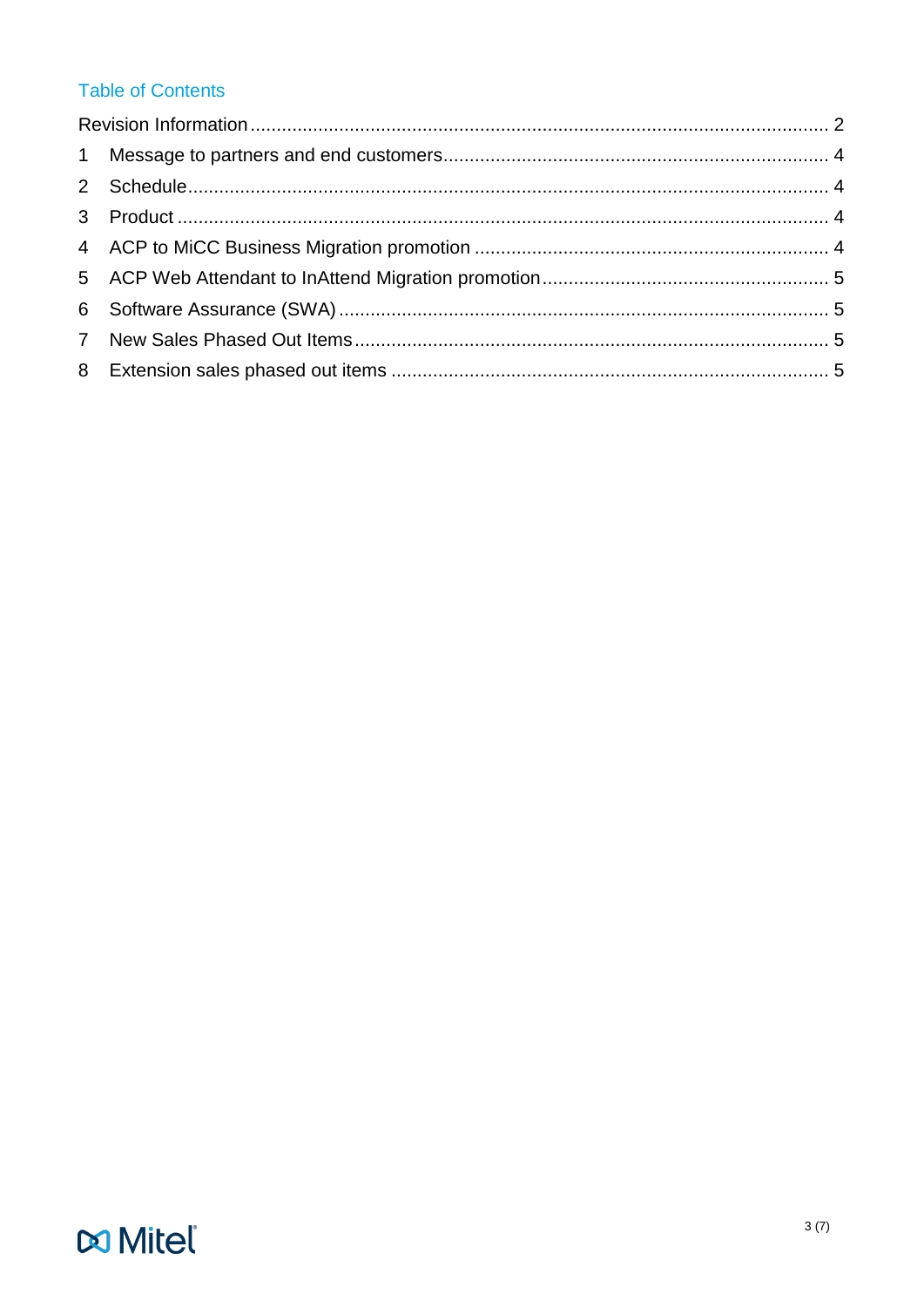## Table of Contents

Revision Information ........ 2

1 Message to partners and end customers ........ 4

2 Schedule ........ 4

3 Product ........ 4

4 ACP to MiCC Business Migration promotion ........ 4

5 ACP Web Attendant to InAttend Migration promotion ........ 5

6 Software Assurance (SWA) ........ 5

7 New Sales Phased Out Items ........ 5

8 Extension sales phased out items ........ 5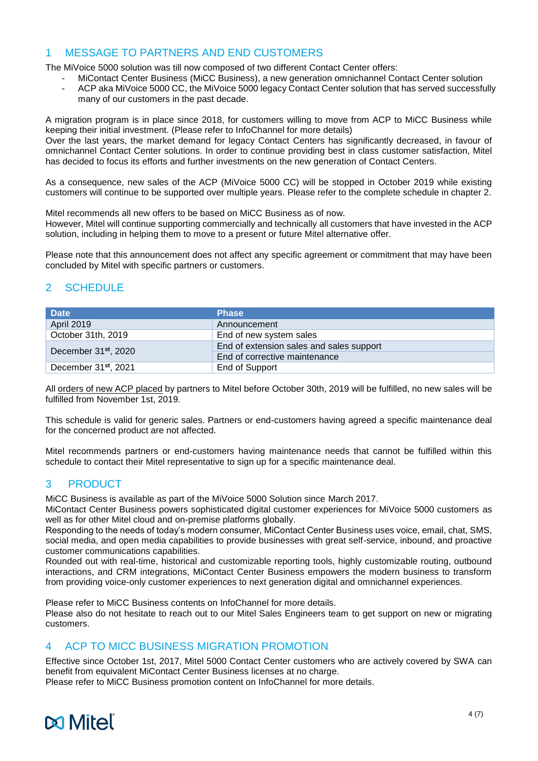## 1 MESSAGE TO PARTNERS AND END CUSTOMERS

The MiVoice 5000 solution was till now composed of two different Contact Center offers:

- MiContact Center Business (MiCC Business), a new generation omnichannel Contact Center solution
- ACP aka MiVoice 5000 CC, the MiVoice 5000 legacy Contact Center solution that has served successfully many of our customers in the past decade.

A migration program is in place since 2018, for customers willing to move from ACP to MiCC Business while keeping their initial investment. (Please refer to InfoChannel for more details)
Over the last years, the market demand for legacy Contact Centers has significantly decreased, in favour of omnichannel Contact Center solutions. In order to continue providing best in class customer satisfaction, Mitel has decided to focus its efforts and further investments on the new generation of Contact Centers.

As a consequence, new sales of the ACP (MiVoice 5000 CC) will be stopped in October 2019 while existing customers will continue to be supported over multiple years. Please refer to the complete schedule in chapter 2.

Mitel recommends all new offers to be based on MiCC Business as of now.
However, Mitel will continue supporting commercially and technically all customers that have invested in the ACP solution, including in helping them to move to a present or future Mitel alternative offer.

Please note that this announcement does not affect any specific agreement or commitment that may have been concluded by Mitel with specific partners or customers.

## 2 SCHEDULE

| Date | Phase |
|---|---|
| April 2019 | Announcement |
| October 31th, 2019 | End of new system sales |
| December 31st, 2020 | End of extension sales and sales support |
| | End of corrective maintenance |
| December 31st, 2021 | End of Support |

All orders of new ACP placed by partners to Mitel before October 30th, 2019 will be fulfilled, no new sales will be fulfilled from November 1st, 2019.

This schedule is valid for generic sales. Partners or end-customers having agreed a specific maintenance deal for the concerned product are not affected.

Mitel recommends partners or end-customers having maintenance needs that cannot be fulfilled within this schedule to contact their Mitel representative to sign up for a specific maintenance deal.

## 3 PRODUCT

MiCC Business is available as part of the MiVoice 5000 Solution since March 2017.
MiContact Center Business powers sophisticated digital customer experiences for MiVoice 5000 customers as well as for other Mitel cloud and on-premise platforms globally.
Responding to the needs of today's modern consumer, MiContact Center Business uses voice, email, chat, SMS, social media, and open media capabilities to provide businesses with great self-service, inbound, and proactive customer communications capabilities.
Rounded out with real-time, historical and customizable reporting tools, highly customizable routing, outbound interactions, and CRM integrations, MiContact Center Business empowers the modern business to transform from providing voice-only customer experiences to next generation digital and omnichannel experiences.

Please refer to MiCC Business contents on InfoChannel for more details.
Please also do not hesitate to reach out to our Mitel Sales Engineers team to get support on new or migrating customers.

## 4 ACP TO MICC BUSINESS MIGRATION PROMOTION

Effective since October 1st, 2017, Mitel 5000 Contact Center customers who are actively covered by SWA can benefit from equivalent MiContact Center Business licenses at no charge.
Please refer to MiCC Business promotion content on InfoChannel for more details.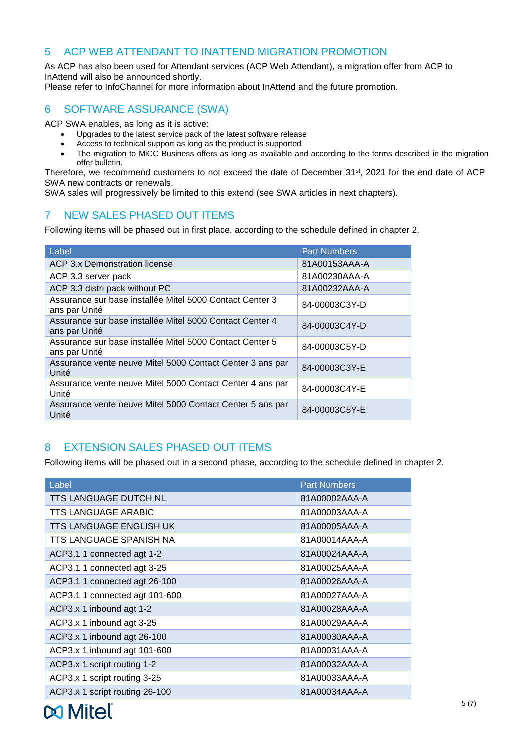## 5 ACP WEB ATTENDANT TO INATTEND MIGRATION PROMOTION

As ACP has also been used for Attendant services (ACP Web Attendant), a migration offer from ACP to InAttend will also be announced shortly.
Please refer to InfoChannel for more information about InAttend and the future promotion.

## 6 SOFTWARE ASSURANCE (SWA)

ACP SWA enables, as long as it is active:

- Upgrades to the latest service pack of the latest software release
- Access to technical support as long as the product is supported
- The migration to MiCC Business offers as long as available and according to the terms described in the migration offer bulletin.

Therefore, we recommend customers to not exceed the date of December 31st, 2021 for the end date of ACP SWA new contracts or renewals.
SWA sales will progressively be limited to this extend (see SWA articles in next chapters).

## 7 NEW SALES PHASED OUT ITEMS

Following items will be phased out in first place, according to the schedule defined in chapter 2.

| Label | Part Numbers |
|---|---|
| ACP 3.x Demonstration license | 81A00153AAA-A |
| ACP 3.3 server pack | 81A00230AAA-A |
| ACP 3.3 distri pack without PC | 81A00232AAA-A |
| Assurance sur base installée Mitel 5000 Contact Center 3 ans par Unité | 84-00003C3Y-D |
| Assurance sur base installée Mitel 5000 Contact Center 4 ans par Unité | 84-00003C4Y-D |
| Assurance sur base installée Mitel 5000 Contact Center 5 ans par Unité | 84-00003C5Y-D |
| Assurance vente neuve Mitel 5000 Contact Center 3 ans par Unité | 84-00003C3Y-E |
| Assurance vente neuve Mitel 5000 Contact Center 4 ans par Unité | 84-00003C4Y-E |
| Assurance vente neuve Mitel 5000 Contact Center 5 ans par Unité | 84-00003C5Y-E |

## 8 EXTENSION SALES PHASED OUT ITEMS

Following items will be phased out in a second phase, according to the schedule defined in chapter 2.

| Label | Part Numbers |
|---|---|
| TTS LANGUAGE DUTCH NL | 81A00002AAA-A |
| TTS LANGUAGE ARABIC | 81A00003AAA-A |
| TTS LANGUAGE ENGLISH UK | 81A00005AAA-A |
| TTS LANGUAGE SPANISH NA | 81A00014AAA-A |
| ACP3.1 1 connected agt 1-2 | 81A00024AAA-A |
| ACP3.1 1 connected agt 3-25 | 81A00025AAA-A |
| ACP3.1 1 connected agt 26-100 | 81A00026AAA-A |
| ACP3.1 1 connected agt 101-600 | 81A00027AAA-A |
| ACP3.x 1 inbound agt 1-2 | 81A00028AAA-A |
| ACP3.x 1 inbound agt 3-25 | 81A00029AAA-A |
| ACP3.x 1 inbound agt 26-100 | 81A00030AAA-A |
| ACP3.x 1 inbound agt 101-600 | 81A00031AAA-A |
| ACP3.x 1 script routing 1-2 | 81A00032AAA-A |
| ACP3.x 1 script routing 3-25 | 81A00033AAA-A |
| ACP3.x 1 script routing 26-100 | 81A00034AAA-A |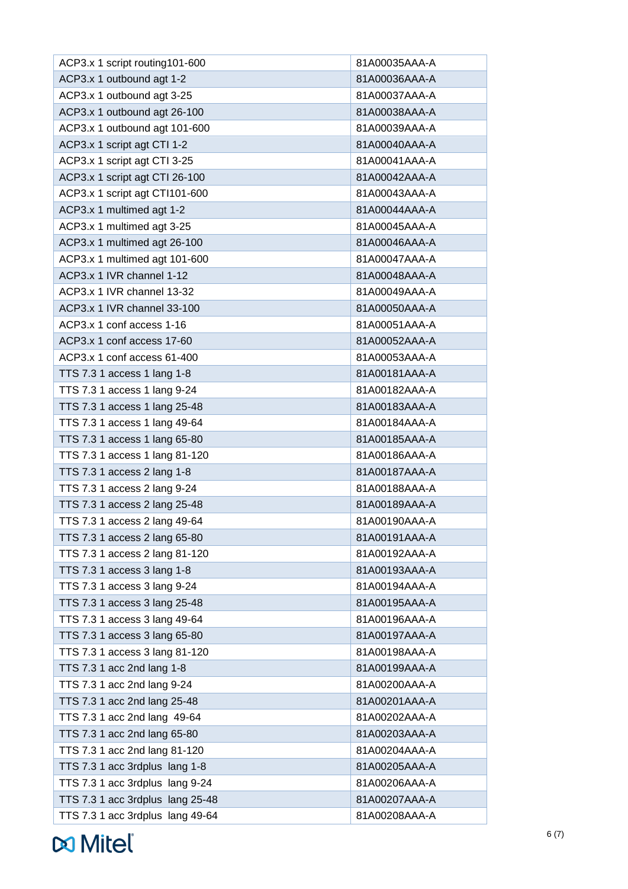| ACP3.x 1 script routing101-600 | 81A00035AAA-A |
|---|---|
| ACP3.x 1 outbound agt 1-2 | 81A00036AAA-A |
| ACP3.x 1 outbound agt 3-25 | 81A00037AAA-A |
| ACP3.x 1 outbound agt 26-100 | 81A00038AAA-A |
| ACP3.x 1 outbound agt 101-600 | 81A00039AAA-A |
| ACP3.x 1 script agt CTI 1-2 | 81A00040AAA-A |
| ACP3.x 1 script agt CTI 3-25 | 81A00041AAA-A |
| ACP3.x 1 script agt CTI 26-100 | 81A00042AAA-A |
| ACP3.x 1 script agt CTI101-600 | 81A00043AAA-A |
| ACP3.x 1 multimed agt 1-2 | 81A00044AAA-A |
| ACP3.x 1 multimed agt 3-25 | 81A00045AAA-A |
| ACP3.x 1 multimed agt 26-100 | 81A00046AAA-A |
| ACP3.x 1 multimed agt 101-600 | 81A00047AAA-A |
| ACP3.x 1 IVR channel 1-12 | 81A00048AAA-A |
| ACP3.x 1 IVR channel 13-32 | 81A00049AAA-A |
| ACP3.x 1 IVR channel 33-100 | 81A00050AAA-A |
| ACP3.x 1 conf access 1-16 | 81A00051AAA-A |
| ACP3.x 1 conf access 17-60 | 81A00052AAA-A |
| ACP3.x 1 conf access 61-400 | 81A00053AAA-A |
| TTS 7.3 1 access 1 lang 1-8 | 81A00181AAA-A |
| TTS 7.3 1 access 1 lang 9-24 | 81A00182AAA-A |
| TTS 7.3 1 access 1 lang 25-48 | 81A00183AAA-A |
| TTS 7.3 1 access 1 lang 49-64 | 81A00184AAA-A |
| TTS 7.3 1 access 1 lang 65-80 | 81A00185AAA-A |
| TTS 7.3 1 access 1 lang 81-120 | 81A00186AAA-A |
| TTS 7.3 1 access 2 lang 1-8 | 81A00187AAA-A |
| TTS 7.3 1 access 2 lang 9-24 | 81A00188AAA-A |
| TTS 7.3 1 access 2 lang 25-48 | 81A00189AAA-A |
| TTS 7.3 1 access 2 lang 49-64 | 81A00190AAA-A |
| TTS 7.3 1 access 2 lang 65-80 | 81A00191AAA-A |
| TTS 7.3 1 access 2 lang 81-120 | 81A00192AAA-A |
| TTS 7.3 1 access 3 lang 1-8 | 81A00193AAA-A |
| TTS 7.3 1 access 3 lang 9-24 | 81A00194AAA-A |
| TTS 7.3 1 access 3 lang 25-48 | 81A00195AAA-A |
| TTS 7.3 1 access 3 lang 49-64 | 81A00196AAA-A |
| TTS 7.3 1 access 3 lang 65-80 | 81A00197AAA-A |
| TTS 7.3 1 access 3 lang 81-120 | 81A00198AAA-A |
| TTS 7.3 1 acc 2nd lang 1-8 | 81A00199AAA-A |
| TTS 7.3 1 acc 2nd lang 9-24 | 81A00200AAA-A |
| TTS 7.3 1 acc 2nd lang 25-48 | 81A00201AAA-A |
| TTS 7.3 1 acc 2nd lang 49-64 | 81A00202AAA-A |
| TTS 7.3 1 acc 2nd lang 65-80 | 81A00203AAA-A |
| TTS 7.3 1 acc 2nd lang 81-120 | 81A00204AAA-A |
| TTS 7.3 1 acc 3rdplus lang 1-8 | 81A00205AAA-A |
| TTS 7.3 1 acc 3rdplus lang 9-24 | 81A00206AAA-A |
| TTS 7.3 1 acc 3rdplus lang 25-48 | 81A00207AAA-A |
| TTS 7.3 1 acc 3rdplus lang 49-64 | 81A00208AAA-A |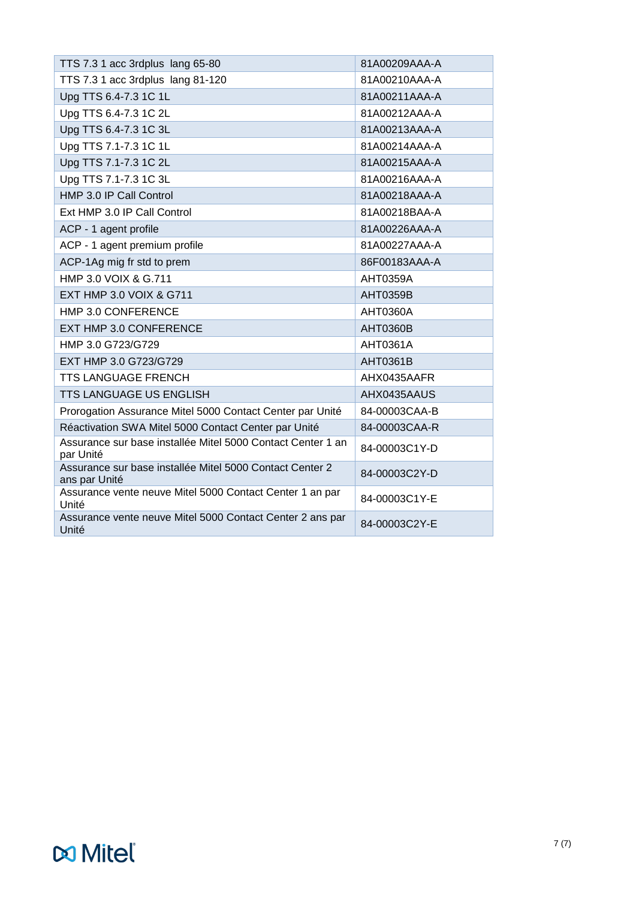| | |
|---|---|
| TTS 7.3 1 acc 3rdplus  lang 65-80 | 81A00209AAA-A |
| TTS 7.3 1 acc 3rdplus  lang 81-120 | 81A00210AAA-A |
| Upg TTS 6.4-7.3 1C 1L | 81A00211AAA-A |
| Upg TTS 6.4-7.3 1C 2L | 81A00212AAA-A |
| Upg TTS 6.4-7.3 1C 3L | 81A00213AAA-A |
| Upg TTS 7.1-7.3 1C 1L | 81A00214AAA-A |
| Upg TTS 7.1-7.3 1C 2L | 81A00215AAA-A |
| Upg TTS 7.1-7.3 1C 3L | 81A00216AAA-A |
| HMP 3.0 IP Call Control | 81A00218AAA-A |
| Ext HMP 3.0 IP Call Control | 81A00218BAA-A |
| ACP - 1 agent profile | 81A00226AAA-A |
| ACP - 1 agent premium profile | 81A00227AAA-A |
| ACP-1Ag mig fr std to prem | 86F00183AAA-A |
| HMP 3.0 VOIX & G.711 | AHT0359A |
| EXT HMP 3.0 VOIX & G711 | AHT0359B |
| HMP 3.0 CONFERENCE | AHT0360A |
| EXT HMP 3.0 CONFERENCE | AHT0360B |
| HMP 3.0 G723/G729 | AHT0361A |
| EXT HMP 3.0 G723/G729 | AHT0361B |
| TTS LANGUAGE FRENCH | AHX0435AAFR |
| TTS LANGUAGE US ENGLISH | AHX0435AAUS |
| Prorogation Assurance Mitel 5000 Contact Center par Unité | 84-00003CAA-B |
| Réactivation SWA Mitel 5000 Contact Center par Unité | 84-00003CAA-R |
| Assurance sur base installée Mitel 5000 Contact Center 1 an par Unité | 84-00003C1Y-D |
| Assurance sur base installée Mitel 5000 Contact Center 2 ans par Unité | 84-00003C2Y-D |
| Assurance vente neuve Mitel 5000 Contact Center 1 an par Unité | 84-00003C1Y-E |
| Assurance vente neuve Mitel 5000 Contact Center 2 ans par Unité | 84-00003C2Y-E |